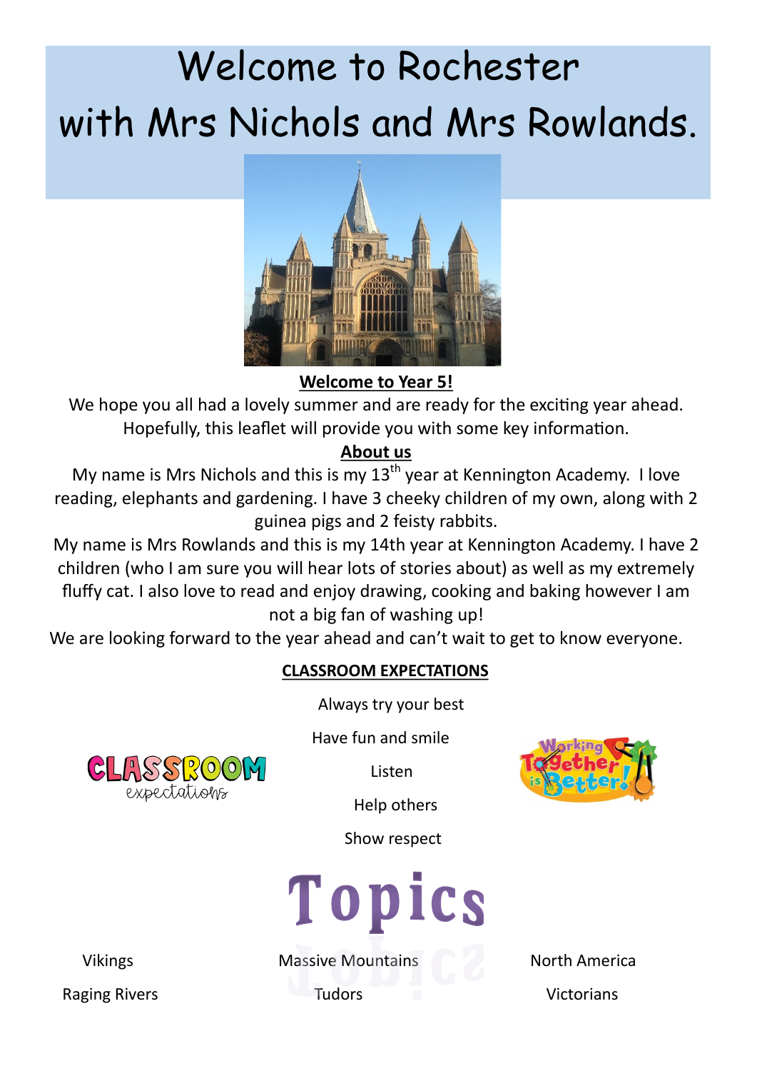# Welcome to Rochester with Mrs Nichols and Mrs Rowlands.

**Welcome to Year 5!**

We hope you all had a lovely summer and are ready for the exciting year ahead. Hopefully, this leaflet will provide you with some key information.

**About us**

My name is Mrs Nichols and this is my 13th year at Kennington Academy. I love reading, elephants and gardening. I have 3 cheeky children of my own, along with 2 guinea pigs and 2 feisty rabbits.

My name is Mrs Rowlands and this is my 14th year at Kennington Academy. I have 2 children (who I am sure you will hear lots of stories about) as well as my extremely fluffy cat. I also love to read and enjoy drawing, cooking and baking however I am not a big fan of washing up!

We are looking forward to the year ahead and can't wait to get to know everyone.

**CLASSROOM EXPECTATIONS**

CLASSROOM expectations

Always try your best

Have fun and smile

Listen

Help others

Show respect

Working Together is Better!

## Topics

Vikings

Raging Rivers

Massive Mountains

Tudors

North America

Victorians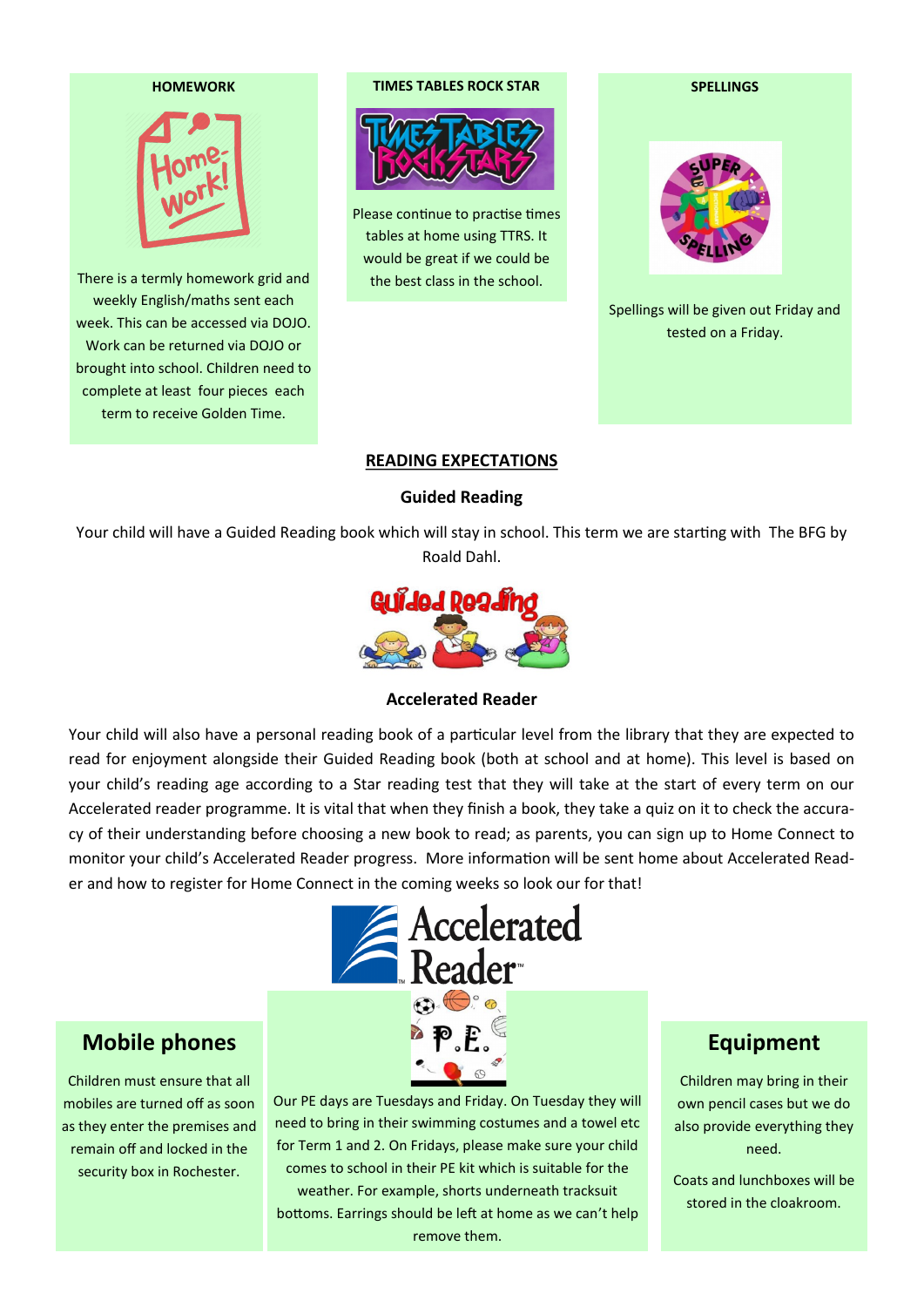### HOMEWORK

There is a termly homework grid and weekly English/maths sent each week. This can be accessed via DOJO. Work can be returned via DOJO or brought into school. Children need to complete at least four pieces each term to receive Golden Time.

### TIMES TABLES ROCK STAR

Please continue to practise times tables at home using TTRS. It would be great if we could be the best class in the school.

### SPELLINGS

Spellings will be given out Friday and tested on a Friday.

## READING EXPECTATIONS

### Guided Reading

Your child will have a Guided Reading book which will stay in school. This term we are starting with The BFG by Roald Dahl.

### Accelerated Reader

Your child will also have a personal reading book of a particular level from the library that they are expected to read for enjoyment alongside their Guided Reading book (both at school and at home). This level is based on your child's reading age according to a Star reading test that they will take at the start of every term on our Accelerated reader programme. It is vital that when they finish a book, they take a quiz on it to check the accuracy of their understanding before choosing a new book to read; as parents, you can sign up to Home Connect to monitor your child's Accelerated Reader progress. More information will be sent home about Accelerated Reader and how to register for Home Connect in the coming weeks so look our for that!

## Mobile phones

Children must ensure that all mobiles are turned off as soon as they enter the premises and remain off and locked in the security box in Rochester.

## P.E.

Our PE days are Tuesdays and Friday. On Tuesday they will need to bring in their swimming costumes and a towel etc for Term 1 and 2. On Fridays, please make sure your child comes to school in their PE kit which is suitable for the weather. For example, shorts underneath tracksuit bottoms. Earrings should be left at home as we can't help remove them.

## Equipment

Children may bring in their own pencil cases but we do also provide everything they need.

Coats and lunchboxes will be stored in the cloakroom.